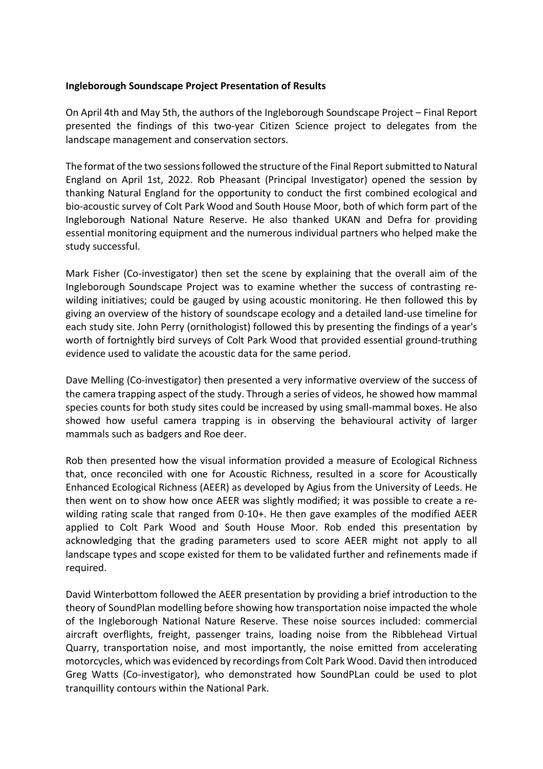**Ingleborough Soundscape Project Presentation of Results**

On April 4th and May 5th, the authors of the Ingleborough Soundscape Project – Final Report presented the findings of this two-year Citizen Science project to delegates from the landscape management and conservation sectors.

The format of the two sessions followed the structure of the Final Report submitted to Natural England on April 1st, 2022. Rob Pheasant (Principal Investigator) opened the session by thanking Natural England for the opportunity to conduct the first combined ecological and bio-acoustic survey of Colt Park Wood and South House Moor, both of which form part of the Ingleborough National Nature Reserve. He also thanked UKAN and Defra for providing essential monitoring equipment and the numerous individual partners who helped make the study successful.

Mark Fisher (Co-investigator) then set the scene by explaining that the overall aim of the Ingleborough Soundscape Project was to examine whether the success of contrasting re-wilding initiatives; could be gauged by using acoustic monitoring. He then followed this by giving an overview of the history of soundscape ecology and a detailed land-use timeline for each study site. John Perry (ornithologist) followed this by presenting the findings of a year's worth of fortnightly bird surveys of Colt Park Wood that provided essential ground-truthing evidence used to validate the acoustic data for the same period.

Dave Melling (Co-investigator) then presented a very informative overview of the success of the camera trapping aspect of the study. Through a series of videos, he showed how mammal species counts for both study sites could be increased by using small-mammal boxes. He also showed how useful camera trapping is in observing the behavioural activity of larger mammals such as badgers and Roe deer.

Rob then presented how the visual information provided a measure of Ecological Richness that, once reconciled with one for Acoustic Richness, resulted in a score for Acoustically Enhanced Ecological Richness (AEER) as developed by Agius from the University of Leeds. He then went on to show how once AEER was slightly modified; it was possible to create a re-wilding rating scale that ranged from 0-10+. He then gave examples of the modified AEER applied to Colt Park Wood and South House Moor. Rob ended this presentation by acknowledging that the grading parameters used to score AEER might not apply to all landscape types and scope existed for them to be validated further and refinements made if required.

David Winterbottom followed the AEER presentation by providing a brief introduction to the theory of SoundPlan modelling before showing how transportation noise impacted the whole of the Ingleborough National Nature Reserve. These noise sources included: commercial aircraft overflights, freight, passenger trains, loading noise from the Ribblehead Virtual Quarry, transportation noise, and most importantly, the noise emitted from accelerating motorcycles, which was evidenced by recordings from Colt Park Wood. David then introduced Greg Watts (Co-investigator), who demonstrated how SoundPLan could be used to plot tranquillity contours within the National Park.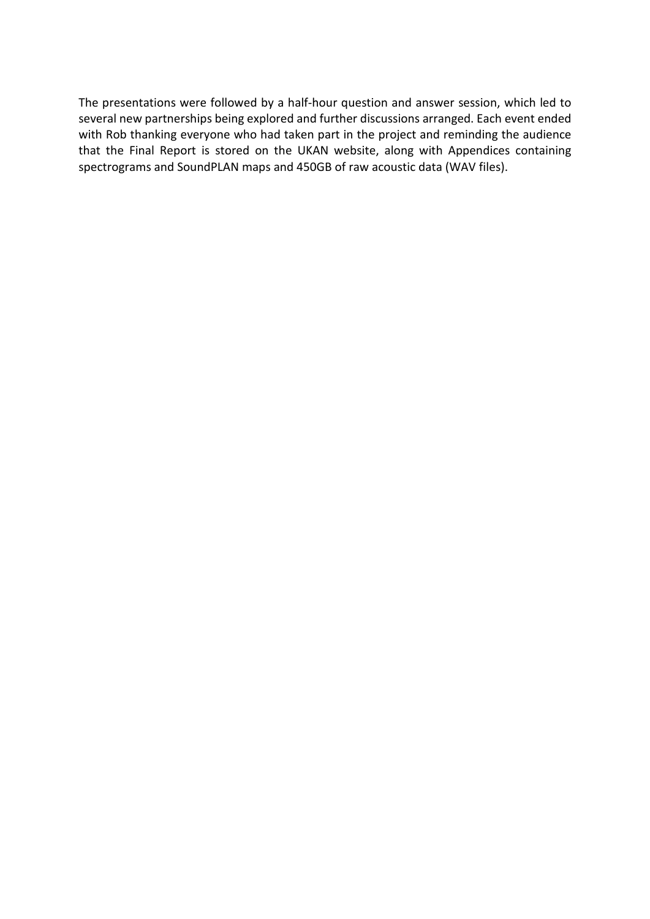The presentations were followed by a half-hour question and answer session, which led to several new partnerships being explored and further discussions arranged. Each event ended with Rob thanking everyone who had taken part in the project and reminding the audience that the Final Report is stored on the UKAN website, along with Appendices containing spectrograms and SoundPLAN maps and 450GB of raw acoustic data (WAV files).